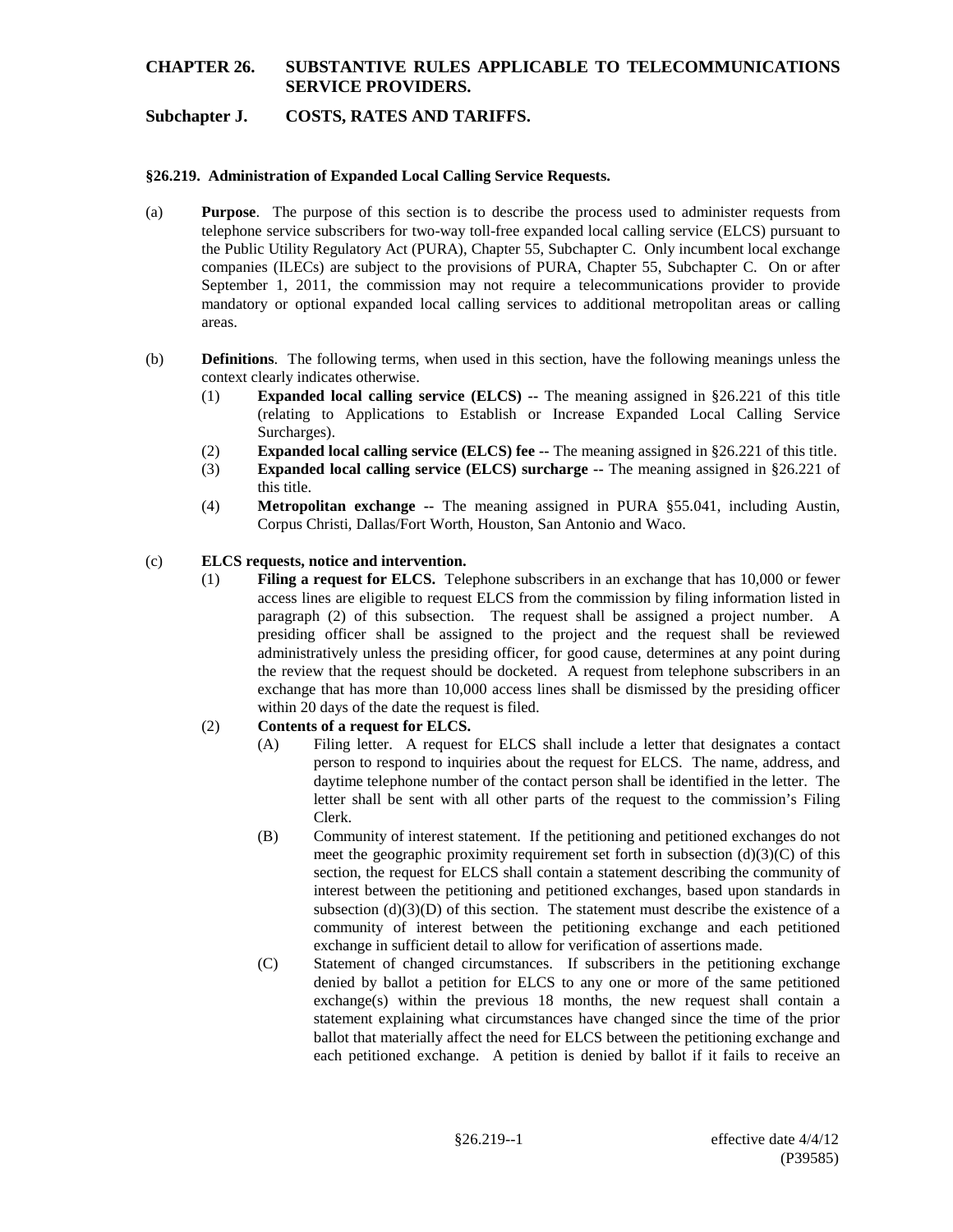# CHAPTER 26. SUBSTANTIVE RULES APPLICABLE TO TELECOMMUNICATIONS SERVICE PROVIDERS.

## Subchapter J. COSTS, RATES AND TARIFFS.

### §26.219. Administration of Expanded Local Calling Service Requests.

(a) **Purpose**. The purpose of this section is to describe the process used to administer requests from telephone service subscribers for two-way toll-free expanded local calling service (ELCS) pursuant to the Public Utility Regulatory Act (PURA), Chapter 55, Subchapter C. Only incumbent local exchange companies (ILECs) are subject to the provisions of PURA, Chapter 55, Subchapter C. On or after September 1, 2011, the commission may not require a telecommunications provider to provide mandatory or optional expanded local calling services to additional metropolitan areas or calling areas.

(b) **Definitions**. The following terms, when used in this section, have the following meanings unless the context clearly indicates otherwise.

- (1) **Expanded local calling service (ELCS) --** The meaning assigned in §26.221 of this title (relating to Applications to Establish or Increase Expanded Local Calling Service Surcharges).
- (2) **Expanded local calling service (ELCS) fee --** The meaning assigned in §26.221 of this title.
- (3) **Expanded local calling service (ELCS) surcharge --** The meaning assigned in §26.221 of this title.
- (4) **Metropolitan exchange --** The meaning assigned in PURA §55.041, including Austin, Corpus Christi, Dallas/Fort Worth, Houston, San Antonio and Waco.

(c) **ELCS requests, notice and intervention.**

- (1) **Filing a request for ELCS.** Telephone subscribers in an exchange that has 10,000 or fewer access lines are eligible to request ELCS from the commission by filing information listed in paragraph (2) of this subsection. The request shall be assigned a project number. A presiding officer shall be assigned to the project and the request shall be reviewed administratively unless the presiding officer, for good cause, determines at any point during the review that the request should be docketed. A request from telephone subscribers in an exchange that has more than 10,000 access lines shall be dismissed by the presiding officer within 20 days of the date the request is filed.
- (2) **Contents of a request for ELCS.**
  - (A) Filing letter. A request for ELCS shall include a letter that designates a contact person to respond to inquiries about the request for ELCS. The name, address, and daytime telephone number of the contact person shall be identified in the letter. The letter shall be sent with all other parts of the request to the commission's Filing Clerk.
  - (B) Community of interest statement. If the petitioning and petitioned exchanges do not meet the geographic proximity requirement set forth in subsection (d)(3)(C) of this section, the request for ELCS shall contain a statement describing the community of interest between the petitioning and petitioned exchanges, based upon standards in subsection (d)(3)(D) of this section. The statement must describe the existence of a community of interest between the petitioning exchange and each petitioned exchange in sufficient detail to allow for verification of assertions made.
  - (C) Statement of changed circumstances. If subscribers in the petitioning exchange denied by ballot a petition for ELCS to any one or more of the same petitioned exchange(s) within the previous 18 months, the new request shall contain a statement explaining what circumstances have changed since the time of the prior ballot that materially affect the need for ELCS between the petitioning exchange and each petitioned exchange. A petition is denied by ballot if it fails to receive an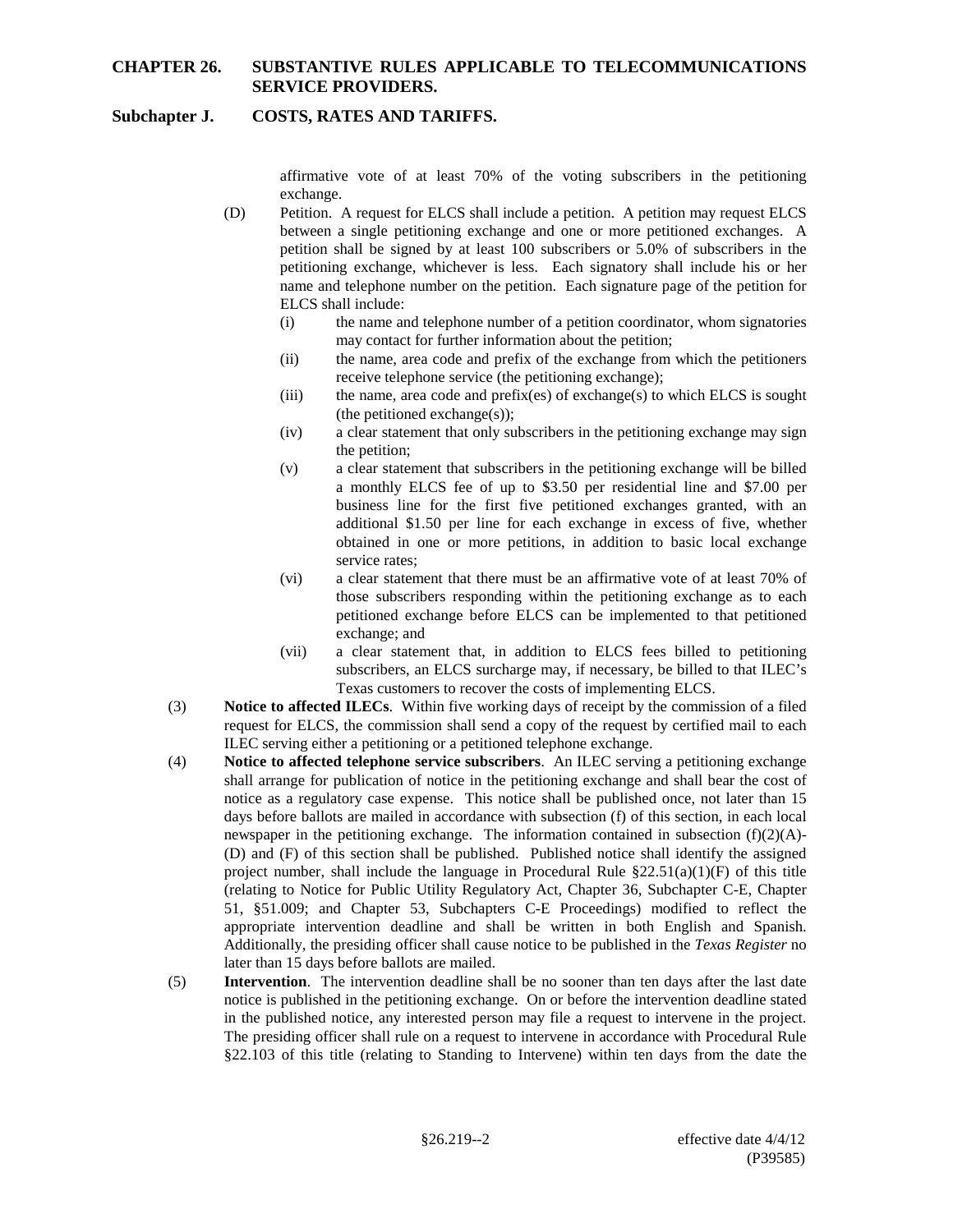affirmative vote of at least 70% of the voting subscribers in the petitioning exchange.

(D) Petition. A request for ELCS shall include a petition. A petition may request ELCS between a single petitioning exchange and one or more petitioned exchanges. A petition shall be signed by at least 100 subscribers or 5.0% of subscribers in the petitioning exchange, whichever is less. Each signatory shall include his or her name and telephone number on the petition. Each signature page of the petition for ELCS shall include:

(i) the name and telephone number of a petition coordinator, whom signatories may contact for further information about the petition;

(ii) the name, area code and prefix of the exchange from which the petitioners receive telephone service (the petitioning exchange);

(iii) the name, area code and prefix(es) of exchange(s) to which ELCS is sought (the petitioned exchange(s));

(iv) a clear statement that only subscribers in the petitioning exchange may sign the petition;

(v) a clear statement that subscribers in the petitioning exchange will be billed a monthly ELCS fee of up to $3.50 per residential line and $7.00 per business line for the first five petitioned exchanges granted, with an additional $1.50 per line for each exchange in excess of five, whether obtained in one or more petitions, in addition to basic local exchange service rates;

(vi) a clear statement that there must be an affirmative vote of at least 70% of those subscribers responding within the petitioning exchange as to each petitioned exchange before ELCS can be implemented to that petitioned exchange; and

(vii) a clear statement that, in addition to ELCS fees billed to petitioning subscribers, an ELCS surcharge may, if necessary, be billed to that ILEC's Texas customers to recover the costs of implementing ELCS.

(3) **Notice to affected ILECs**. Within five working days of receipt by the commission of a filed request for ELCS, the commission shall send a copy of the request by certified mail to each ILEC serving either a petitioning or a petitioned telephone exchange.

(4) **Notice to affected telephone service subscribers**. An ILEC serving a petitioning exchange shall arrange for publication of notice in the petitioning exchange and shall bear the cost of notice as a regulatory case expense. This notice shall be published once, not later than 15 days before ballots are mailed in accordance with subsection (f) of this section, in each local newspaper in the petitioning exchange. The information contained in subsection (f)(2)(A)-(D) and (F) of this section shall be published. Published notice shall identify the assigned project number, shall include the language in Procedural Rule §22.51(a)(1)(F) of this title (relating to Notice for Public Utility Regulatory Act, Chapter 36, Subchapter C-E, Chapter 51, §51.009; and Chapter 53, Subchapters C-E Proceedings) modified to reflect the appropriate intervention deadline and shall be written in both English and Spanish. Additionally, the presiding officer shall cause notice to be published in the *Texas Register* no later than 15 days before ballots are mailed.

(5) **Intervention**. The intervention deadline shall be no sooner than ten days after the last date notice is published in the petitioning exchange. On or before the intervention deadline stated in the published notice, any interested person may file a request to intervene in the project. The presiding officer shall rule on a request to intervene in accordance with Procedural Rule §22.103 of this title (relating to Standing to Intervene) within ten days from the date the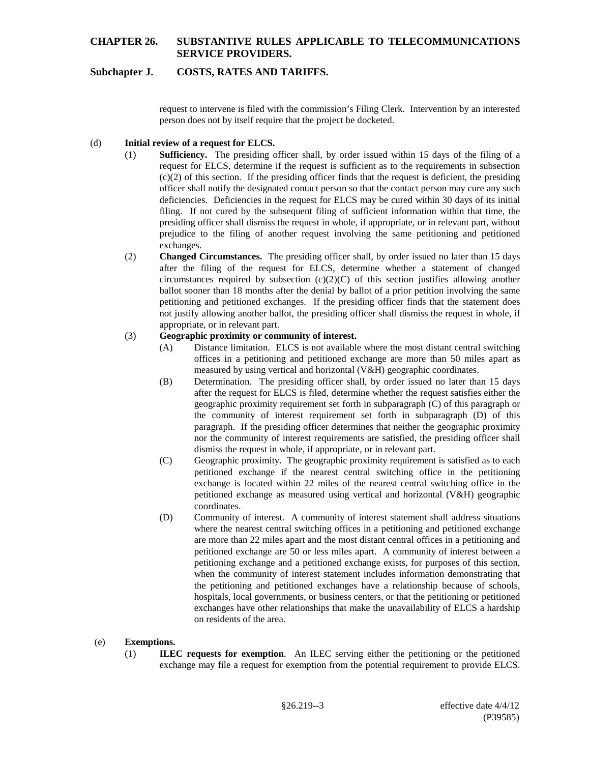request to intervene is filed with the commission's Filing Clerk. Intervention by an interested person does not by itself require that the project be docketed.

(d) **Initial review of a request for ELCS.**

(1) **Sufficiency.** The presiding officer shall, by order issued within 15 days of the filing of a request for ELCS, determine if the request is sufficient as to the requirements in subsection (c)(2) of this section. If the presiding officer finds that the request is deficient, the presiding officer shall notify the designated contact person so that the contact person may cure any such deficiencies. Deficiencies in the request for ELCS may be cured within 30 days of its initial filing. If not cured by the subsequent filing of sufficient information within that time, the presiding officer shall dismiss the request in whole, if appropriate, or in relevant part, without prejudice to the filing of another request involving the same petitioning and petitioned exchanges.

(2) **Changed Circumstances.** The presiding officer shall, by order issued no later than 15 days after the filing of the request for ELCS, determine whether a statement of changed circumstances required by subsection (c)(2)(C) of this section justifies allowing another ballot sooner than 18 months after the denial by ballot of a prior petition involving the same petitioning and petitioned exchanges. If the presiding officer finds that the statement does not justify allowing another ballot, the presiding officer shall dismiss the request in whole, if appropriate, or in relevant part.

(3) **Geographic proximity or community of interest.**

(A) Distance limitation. ELCS is not available where the most distant central switching offices in a petitioning and petitioned exchange are more than 50 miles apart as measured by using vertical and horizontal (V&H) geographic coordinates.

(B) Determination. The presiding officer shall, by order issued no later than 15 days after the request for ELCS is filed, determine whether the request satisfies either the geographic proximity requirement set forth in subparagraph (C) of this paragraph or the community of interest requirement set forth in subparagraph (D) of this paragraph. If the presiding officer determines that neither the geographic proximity nor the community of interest requirements are satisfied, the presiding officer shall dismiss the request in whole, if appropriate, or in relevant part.

(C) Geographic proximity. The geographic proximity requirement is satisfied as to each petitioned exchange if the nearest central switching office in the petitioning exchange is located within 22 miles of the nearest central switching office in the petitioned exchange as measured using vertical and horizontal (V&H) geographic coordinates.

(D) Community of interest. A community of interest statement shall address situations where the nearest central switching offices in a petitioning and petitioned exchange are more than 22 miles apart and the most distant central offices in a petitioning and petitioned exchange are 50 or less miles apart. A community of interest between a petitioning exchange and a petitioned exchange exists, for purposes of this section, when the community of interest statement includes information demonstrating that the petitioning and petitioned exchanges have a relationship because of schools, hospitals, local governments, or business centers, or that the petitioning or petitioned exchanges have other relationships that make the unavailability of ELCS a hardship on residents of the area.

(e) **Exemptions.**

(1) **ILEC requests for exemption**. An ILEC serving either the petitioning or the petitioned exchange may file a request for exemption from the potential requirement to provide ELCS.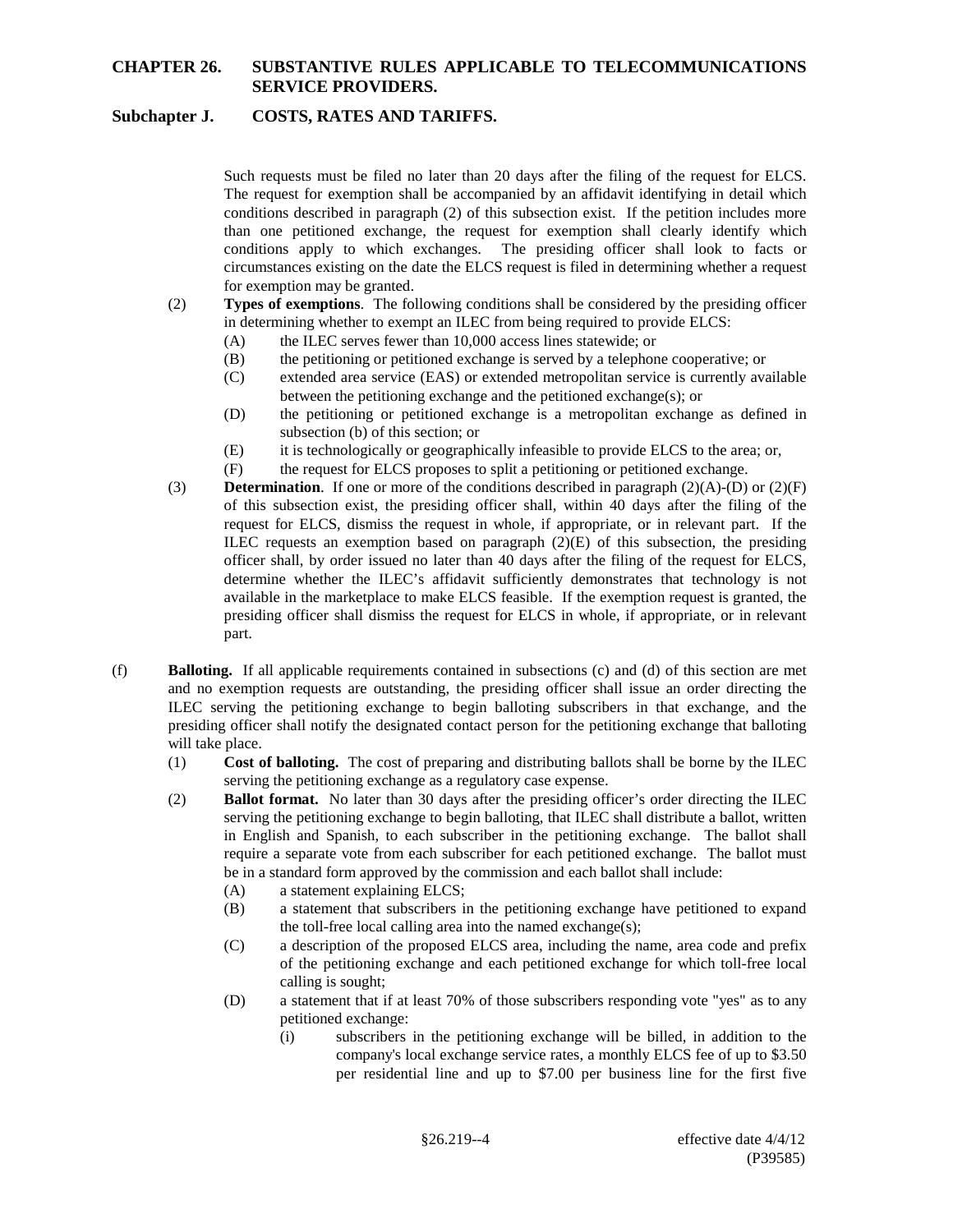Such requests must be filed no later than 20 days after the filing of the request for ELCS. The request for exemption shall be accompanied by an affidavit identifying in detail which conditions described in paragraph (2) of this subsection exist. If the petition includes more than one petitioned exchange, the request for exemption shall clearly identify which conditions apply to which exchanges. The presiding officer shall look to facts or circumstances existing on the date the ELCS request is filed in determining whether a request for exemption may be granted.

(2) **Types of exemptions**. The following conditions shall be considered by the presiding officer in determining whether to exempt an ILEC from being required to provide ELCS:

   (A) the ILEC serves fewer than 10,000 access lines statewide; or

   (B) the petitioning or petitioned exchange is served by a telephone cooperative; or

   (C) extended area service (EAS) or extended metropolitan service is currently available between the petitioning exchange and the petitioned exchange(s); or

   (D) the petitioning or petitioned exchange is a metropolitan exchange as defined in subsection (b) of this section; or

   (E) it is technologically or geographically infeasible to provide ELCS to the area; or,

   (F) the request for ELCS proposes to split a petitioning or petitioned exchange.

(3) **Determination**. If one or more of the conditions described in paragraph (2)(A)-(D) or (2)(F) of this subsection exist, the presiding officer shall, within 40 days after the filing of the request for ELCS, dismiss the request in whole, if appropriate, or in relevant part. If the ILEC requests an exemption based on paragraph (2)(E) of this subsection, the presiding officer shall, by order issued no later than 40 days after the filing of the request for ELCS, determine whether the ILEC's affidavit sufficiently demonstrates that technology is not available in the marketplace to make ELCS feasible. If the exemption request is granted, the presiding officer shall dismiss the request for ELCS in whole, if appropriate, or in relevant part.

(f) **Balloting.** If all applicable requirements contained in subsections (c) and (d) of this section are met and no exemption requests are outstanding, the presiding officer shall issue an order directing the ILEC serving the petitioning exchange to begin balloting subscribers in that exchange, and the presiding officer shall notify the designated contact person for the petitioning exchange that balloting will take place.

(1) **Cost of balloting.** The cost of preparing and distributing ballots shall be borne by the ILEC serving the petitioning exchange as a regulatory case expense.

(2) **Ballot format.** No later than 30 days after the presiding officer's order directing the ILEC serving the petitioning exchange to begin balloting, that ILEC shall distribute a ballot, written in English and Spanish, to each subscriber in the petitioning exchange. The ballot shall require a separate vote from each subscriber for each petitioned exchange. The ballot must be in a standard form approved by the commission and each ballot shall include:

   (A) a statement explaining ELCS;

   (B) a statement that subscribers in the petitioning exchange have petitioned to expand the toll-free local calling area into the named exchange(s);

   (C) a description of the proposed ELCS area, including the name, area code and prefix of the petitioning exchange and each petitioned exchange for which toll-free local calling is sought;

   (D) a statement that if at least 70% of those subscribers responding vote "yes" as to any petitioned exchange:

      (i) subscribers in the petitioning exchange will be billed, in addition to the company's local exchange service rates, a monthly ELCS fee of up to $3.50 per residential line and up to $7.00 per business line for the first five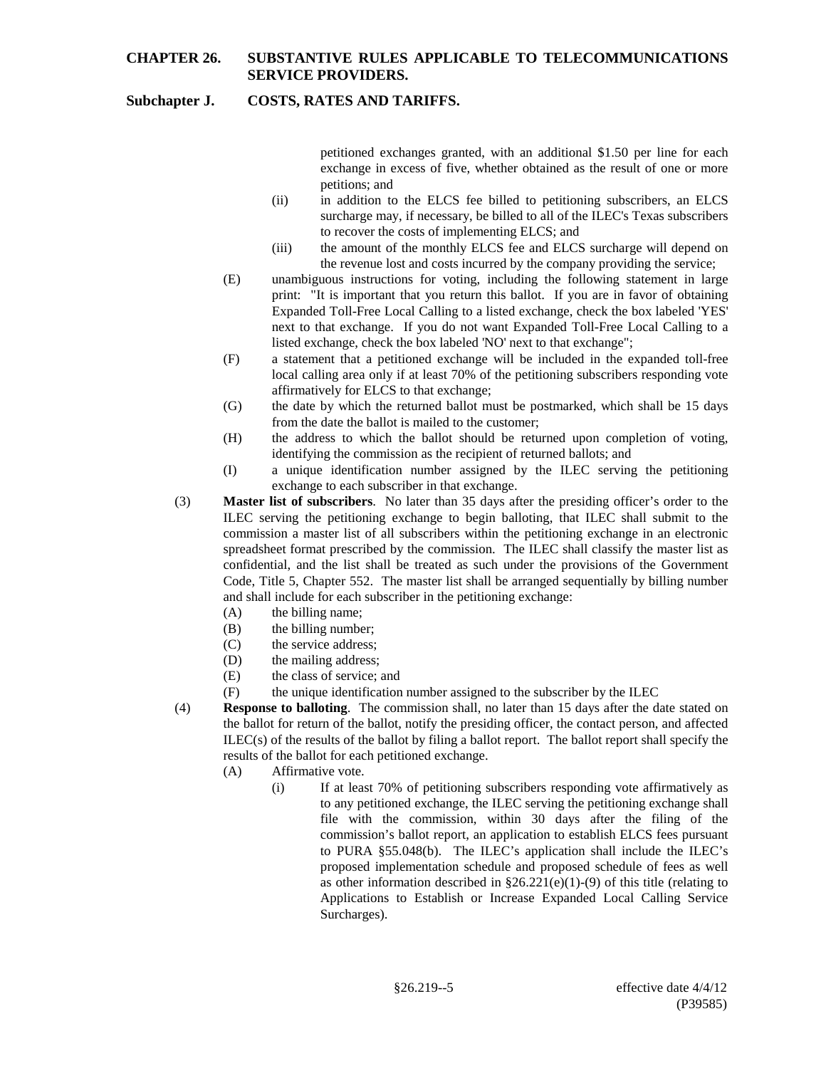petitioned exchanges granted, with an additional $1.50 per line for each exchange in excess of five, whether obtained as the result of one or more petitions; and

(ii) in addition to the ELCS fee billed to petitioning subscribers, an ELCS surcharge may, if necessary, be billed to all of the ILEC's Texas subscribers to recover the costs of implementing ELCS; and

(iii) the amount of the monthly ELCS fee and ELCS surcharge will depend on the revenue lost and costs incurred by the company providing the service;

(E) unambiguous instructions for voting, including the following statement in large print: "It is important that you return this ballot. If you are in favor of obtaining Expanded Toll-Free Local Calling to a listed exchange, check the box labeled 'YES' next to that exchange. If you do not want Expanded Toll-Free Local Calling to a listed exchange, check the box labeled 'NO' next to that exchange";

(F) a statement that a petitioned exchange will be included in the expanded toll-free local calling area only if at least 70% of the petitioning subscribers responding vote affirmatively for ELCS to that exchange;

(G) the date by which the returned ballot must be postmarked, which shall be 15 days from the date the ballot is mailed to the customer;

(H) the address to which the ballot should be returned upon completion of voting, identifying the commission as the recipient of returned ballots; and

(I) a unique identification number assigned by the ILEC serving the petitioning exchange to each subscriber in that exchange.

(3) **Master list of subscribers**. No later than 35 days after the presiding officer's order to the ILEC serving the petitioning exchange to begin balloting, that ILEC shall submit to the commission a master list of all subscribers within the petitioning exchange in an electronic spreadsheet format prescribed by the commission. The ILEC shall classify the master list as confidential, and the list shall be treated as such under the provisions of the Government Code, Title 5, Chapter 552. The master list shall be arranged sequentially by billing number and shall include for each subscriber in the petitioning exchange:

(A) the billing name;

(B) the billing number;

(C) the service address;

(D) the mailing address;

(E) the class of service; and

(F) the unique identification number assigned to the subscriber by the ILEC

(4) **Response to balloting**. The commission shall, no later than 15 days after the date stated on the ballot for return of the ballot, notify the presiding officer, the contact person, and affected ILEC(s) of the results of the ballot by filing a ballot report. The ballot report shall specify the results of the ballot for each petitioned exchange.

(A) Affirmative vote.

(i) If at least 70% of petitioning subscribers responding vote affirmatively as to any petitioned exchange, the ILEC serving the petitioning exchange shall file with the commission, within 30 days after the filing of the commission's ballot report, an application to establish ELCS fees pursuant to PURA §55.048(b). The ILEC's application shall include the ILEC's proposed implementation schedule and proposed schedule of fees as well as other information described in §26.221(e)(1)-(9) of this title (relating to Applications to Establish or Increase Expanded Local Calling Service Surcharges).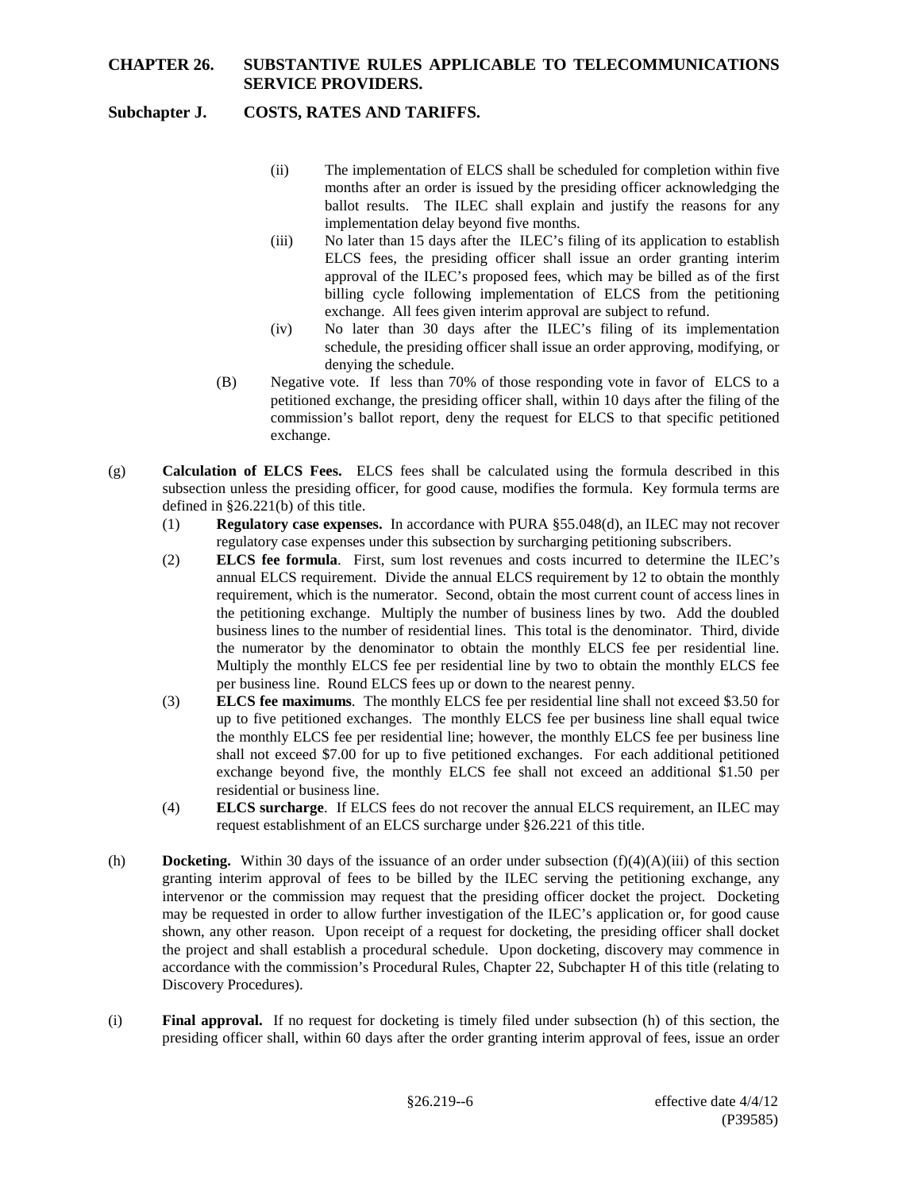(ii) The implementation of ELCS shall be scheduled for completion within five months after an order is issued by the presiding officer acknowledging the ballot results. The ILEC shall explain and justify the reasons for any implementation delay beyond five months.

(iii) No later than 15 days after the ILEC's filing of its application to establish ELCS fees, the presiding officer shall issue an order granting interim approval of the ILEC's proposed fees, which may be billed as of the first billing cycle following implementation of ELCS from the petitioning exchange. All fees given interim approval are subject to refund.

(iv) No later than 30 days after the ILEC's filing of its implementation schedule, the presiding officer shall issue an order approving, modifying, or denying the schedule.

(B) Negative vote. If less than 70% of those responding vote in favor of ELCS to a petitioned exchange, the presiding officer shall, within 10 days after the filing of the commission's ballot report, deny the request for ELCS to that specific petitioned exchange.

(g) **Calculation of ELCS Fees.** ELCS fees shall be calculated using the formula described in this subsection unless the presiding officer, for good cause, modifies the formula. Key formula terms are defined in §26.221(b) of this title.

(1) **Regulatory case expenses.** In accordance with PURA §55.048(d), an ILEC may not recover regulatory case expenses under this subsection by surcharging petitioning subscribers.

(2) **ELCS fee formula**. First, sum lost revenues and costs incurred to determine the ILEC's annual ELCS requirement. Divide the annual ELCS requirement by 12 to obtain the monthly requirement, which is the numerator. Second, obtain the most current count of access lines in the petitioning exchange. Multiply the number of business lines by two. Add the doubled business lines to the number of residential lines. This total is the denominator. Third, divide the numerator by the denominator to obtain the monthly ELCS fee per residential line. Multiply the monthly ELCS fee per residential line by two to obtain the monthly ELCS fee per business line. Round ELCS fees up or down to the nearest penny.

(3) **ELCS fee maximums**. The monthly ELCS fee per residential line shall not exceed $3.50 for up to five petitioned exchanges. The monthly ELCS fee per business line shall equal twice the monthly ELCS fee per residential line; however, the monthly ELCS fee per business line shall not exceed $7.00 for up to five petitioned exchanges. For each additional petitioned exchange beyond five, the monthly ELCS fee shall not exceed an additional $1.50 per residential or business line.

(4) **ELCS surcharge**. If ELCS fees do not recover the annual ELCS requirement, an ILEC may request establishment of an ELCS surcharge under §26.221 of this title.

(h) **Docketing.** Within 30 days of the issuance of an order under subsection (f)(4)(A)(iii) of this section granting interim approval of fees to be billed by the ILEC serving the petitioning exchange, any intervenor or the commission may request that the presiding officer docket the project. Docketing may be requested in order to allow further investigation of the ILEC's application or, for good cause shown, any other reason. Upon receipt of a request for docketing, the presiding officer shall docket the project and shall establish a procedural schedule. Upon docketing, discovery may commence in accordance with the commission's Procedural Rules, Chapter 22, Subchapter H of this title (relating to Discovery Procedures).

(i) **Final approval.** If no request for docketing is timely filed under subsection (h) of this section, the presiding officer shall, within 60 days after the order granting interim approval of fees, issue an order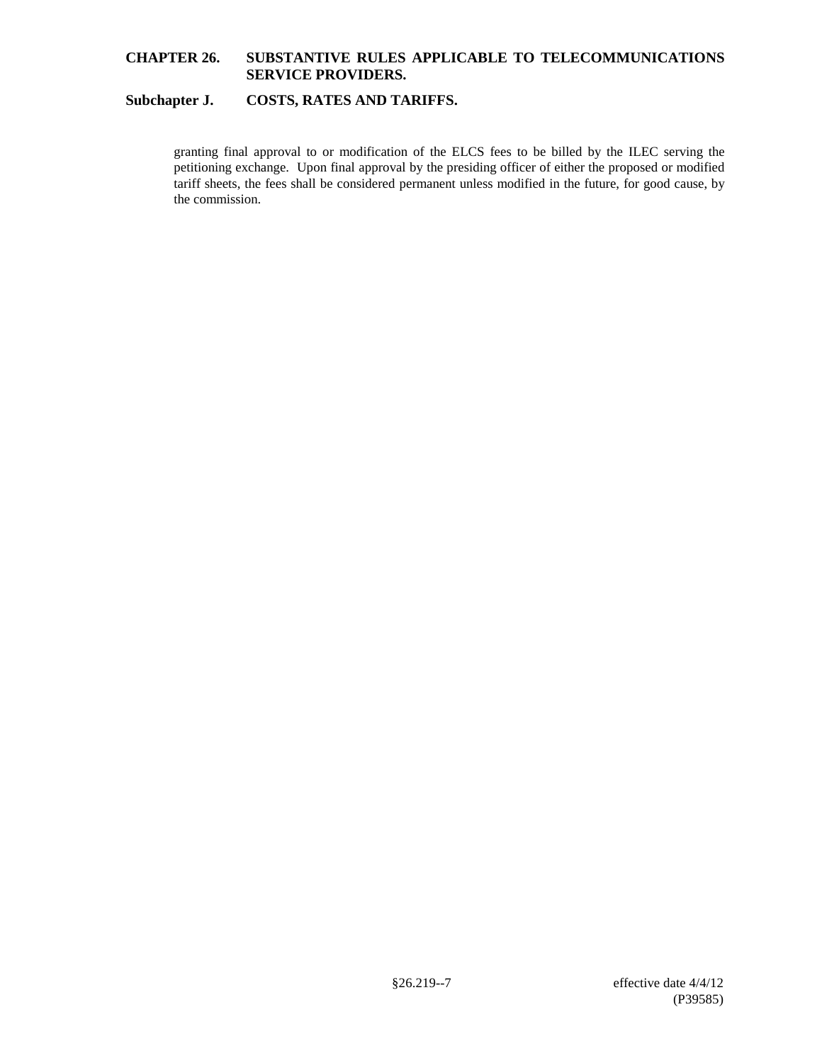granting final approval to or modification of the ELCS fees to be billed by the ILEC serving the petitioning exchange. Upon final approval by the presiding officer of either the proposed or modified tariff sheets, the fees shall be considered permanent unless modified in the future, for good cause, by the commission.